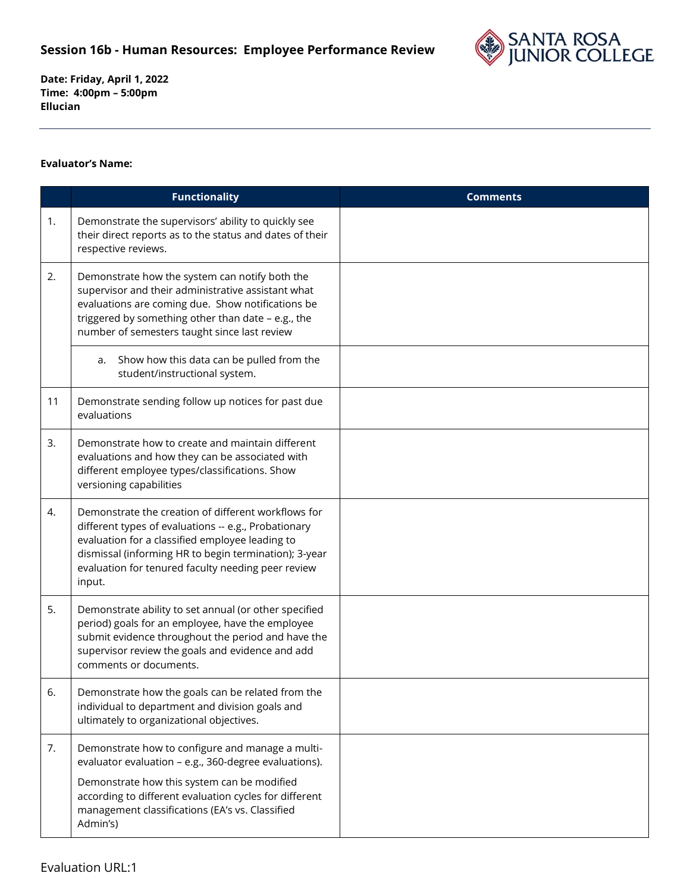## Session 16b - Human Resources: Employee Performance Review

**Date: Friday, April 1, 2022**
**Time: 4:00pm – 5:00pm**
**Ellucian**

---

**Evaluator's Name:**

| | Functionality | Comments |
|---|---|---|
| 1. | Demonstrate the supervisors' ability to quickly see their direct reports as to the status and dates of their respective reviews. | |
| 2. | Demonstrate how the system can notify both the supervisor and their administrative assistant what evaluations are coming due. Show notifications be triggered by something other than date – e.g., the number of semesters taught since last review | |
| | a. Show how this data can be pulled from the student/instructional system. | |
| 11 | Demonstrate sending follow up notices for past due evaluations | |
| 3. | Demonstrate how to create and maintain different evaluations and how they can be associated with different employee types/classifications. Show versioning capabilities | |
| 4. | Demonstrate the creation of different workflows for different types of evaluations -- e.g., Probationary evaluation for a classified employee leading to dismissal (informing HR to begin termination); 3-year evaluation for tenured faculty needing peer review input. | |
| 5. | Demonstrate ability to set annual (or other specified period) goals for an employee, have the employee submit evidence throughout the period and have the supervisor review the goals and evidence and add comments or documents. | |
| 6. | Demonstrate how the goals can be related from the individual to department and division goals and ultimately to organizational objectives. | |
| 7. | Demonstrate how to configure and manage a multi-evaluator evaluation – e.g., 360-degree evaluations). Demonstrate how this system can be modified according to different evaluation cycles for different management classifications (EA's vs. Classified Admin's) | |

Evaluation URL:1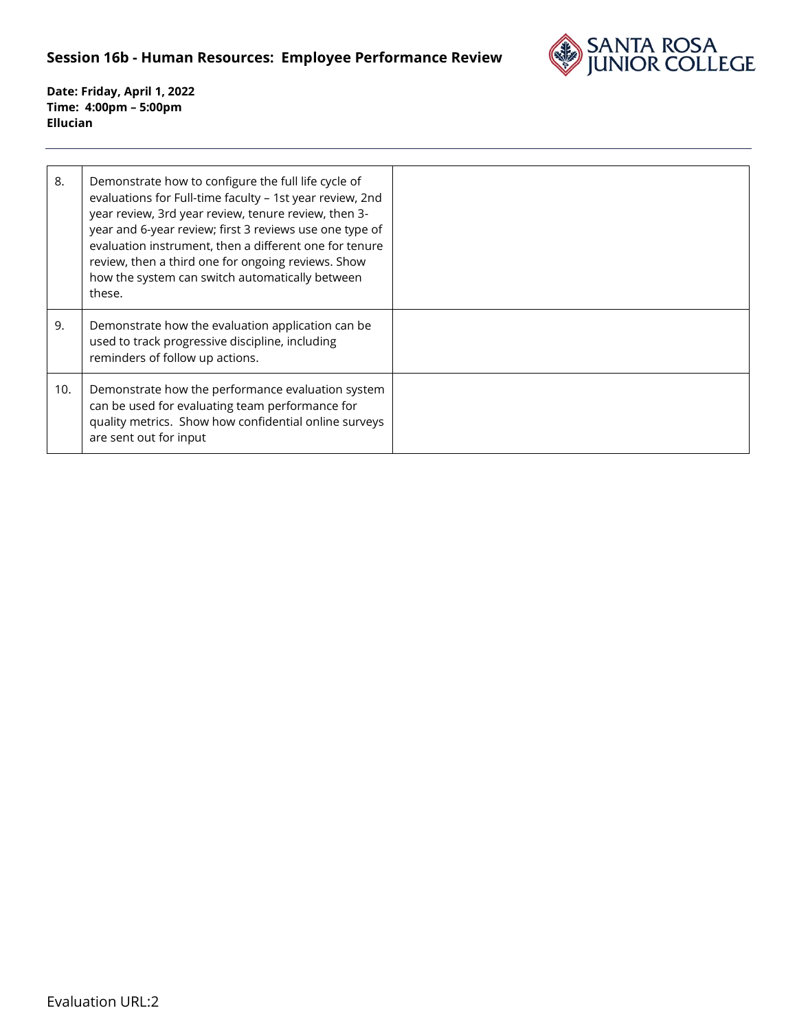| | | |
|---|---|---|
| 8. | Demonstrate how to configure the full life cycle of evaluations for Full-time faculty – 1st year review, 2nd year review, 3rd year review, tenure review, then 3-year and 6-year review; first 3 reviews use one type of evaluation instrument, then a different one for tenure review, then a third one for ongoing reviews. Show how the system can switch automatically between these. | |
| 9. | Demonstrate how the evaluation application can be used to track progressive discipline, including reminders of follow up actions. | |
| 10. | Demonstrate how the performance evaluation system can be used for evaluating team performance for quality metrics. Show how confidential online surveys are sent out for input | |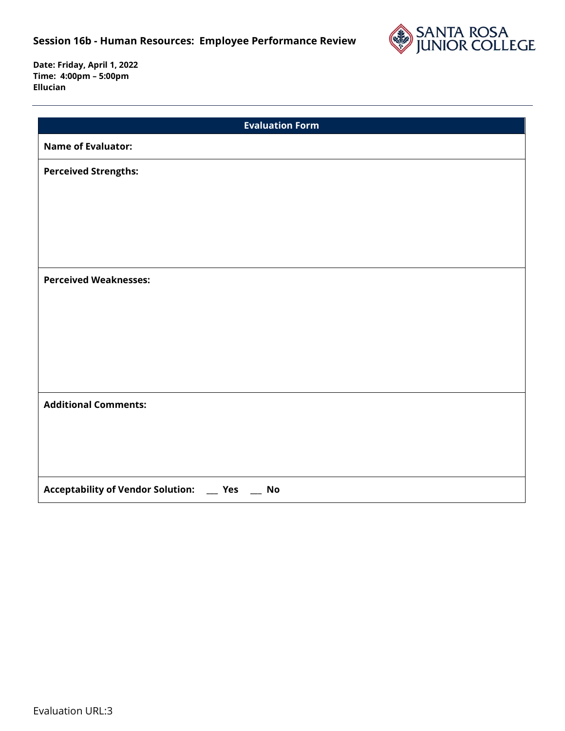**Session 16b - Human Resources: Employee Performance Review**

SANTA ROSA JUNIOR COLLEGE

**Date: Friday, April 1, 2022**
**Time: 4:00pm – 5:00pm**
**Ellucian**

---

| **Evaluation Form** |
|---|
| **Name of Evaluator:** |
| **Perceived Strengths:** |
| **Perceived Weaknesses:** |
| **Additional Comments:** |
| **Acceptability of Vendor Solution:** ___ **Yes** ___ **No** |

Evaluation URL:3